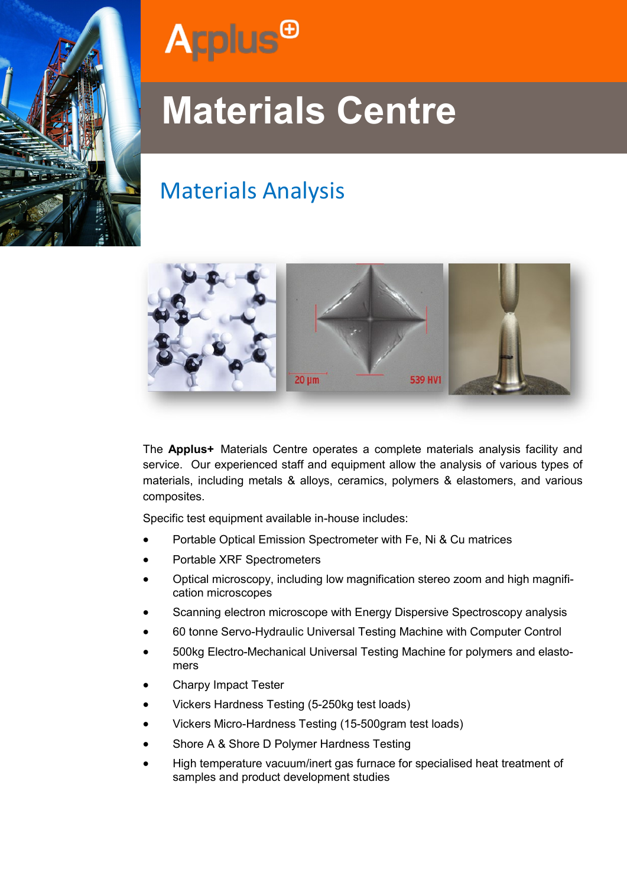Applus+

# Materials Centre

## Materials Analysis

The **Applus+** Materials Centre operates a complete materials analysis facility and service. Our experienced staff and equipment allow the analysis of various types of materials, including metals & alloys, ceramics, polymers & elastomers, and various composites.

Specific test equipment available in-house includes:

- Portable Optical Emission Spectrometer with Fe, Ni & Cu matrices
- Portable XRF Spectrometers
- Optical microscopy, including low magnification stereo zoom and high magnification microscopes
- Scanning electron microscope with Energy Dispersive Spectroscopy analysis
- 60 tonne Servo-Hydraulic Universal Testing Machine with Computer Control
- 500kg Electro-Mechanical Universal Testing Machine for polymers and elastomers
- Charpy Impact Tester
- Vickers Hardness Testing (5-250kg test loads)
- Vickers Micro-Hardness Testing (15-500gram test loads)
- Shore A & Shore D Polymer Hardness Testing
- High temperature vacuum/inert gas furnace for specialised heat treatment of samples and product development studies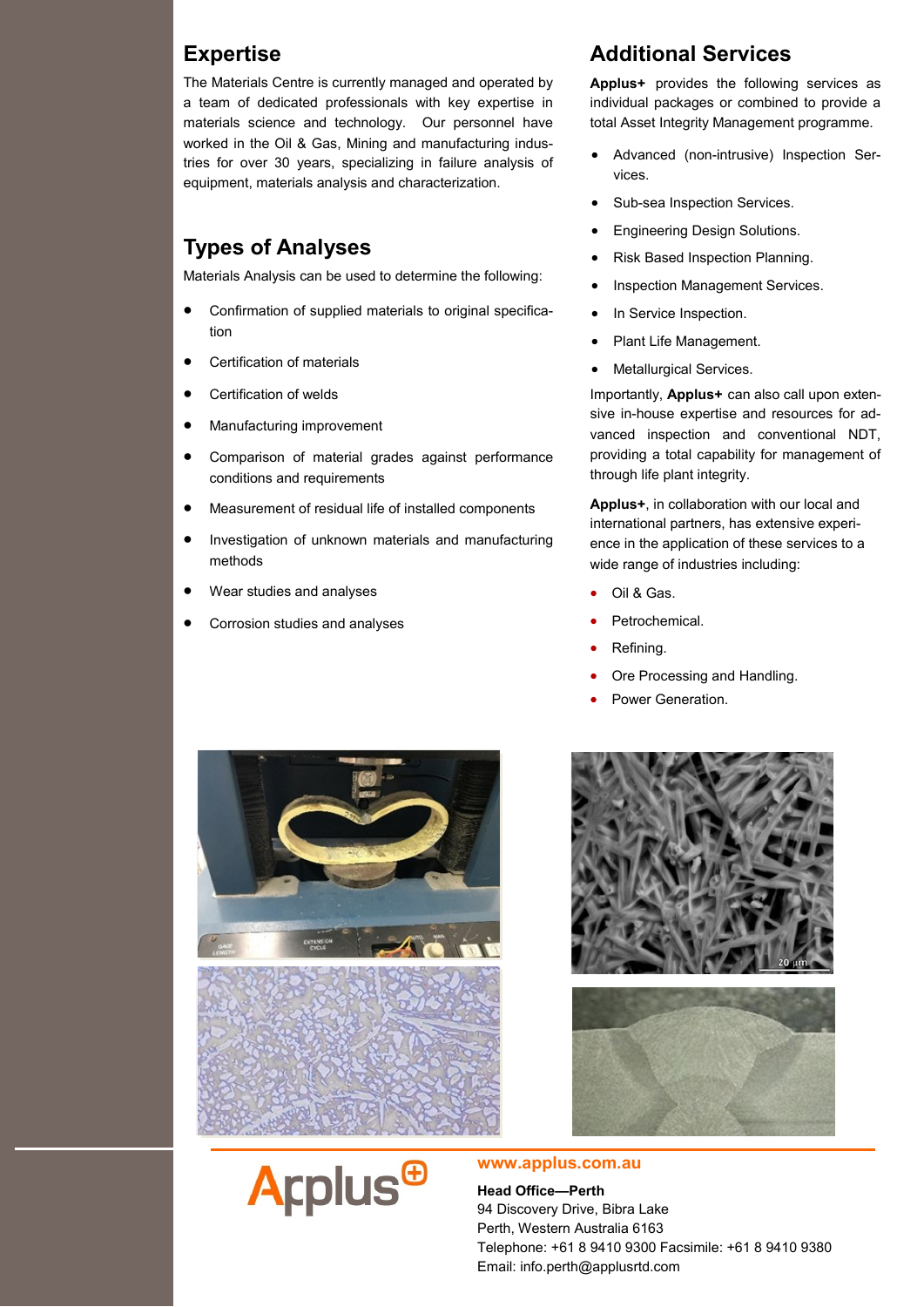## Expertise

The Materials Centre is currently managed and operated by a team of dedicated professionals with key expertise in materials science and technology. Our personnel have worked in the Oil & Gas, Mining and manufacturing industries for over 30 years, specializing in failure analysis of equipment, materials analysis and characterization.

## Types of Analyses

Materials Analysis can be used to determine the following:

- Confirmation of supplied materials to original specification
- Certification of materials
- Certification of welds
- Manufacturing improvement
- Comparison of material grades against performance conditions and requirements
- Measurement of residual life of installed components
- Investigation of unknown materials and manufacturing methods
- Wear studies and analyses
- Corrosion studies and analyses

## Additional Services

**Applus+** provides the following services as individual packages or combined to provide a total Asset Integrity Management programme.

- Advanced (non-intrusive) Inspection Services.
- Sub-sea Inspection Services.
- Engineering Design Solutions.
- Risk Based Inspection Planning.
- Inspection Management Services.
- In Service Inspection.
- Plant Life Management.
- Metallurgical Services.

Importantly, **Applus+** can also call upon extensive in-house expertise and resources for advanced inspection and conventional NDT, providing a total capability for management of through life plant integrity.

**Applus+**, in collaboration with our local and international partners, has extensive experience in the application of these services to a wide range of industries including:

- Oil & Gas.
- Petrochemical.
- Refining.
- Ore Processing and Handling.
- Power Generation.

Applus+

**www.applus.com.au**

**Head Office—Perth**
94 Discovery Drive, Bibra Lake
Perth, Western Australia 6163
Telephone: +61 8 9410 9300 Facsimile: +61 8 9410 9380
Email: info.perth@applusrtd.com